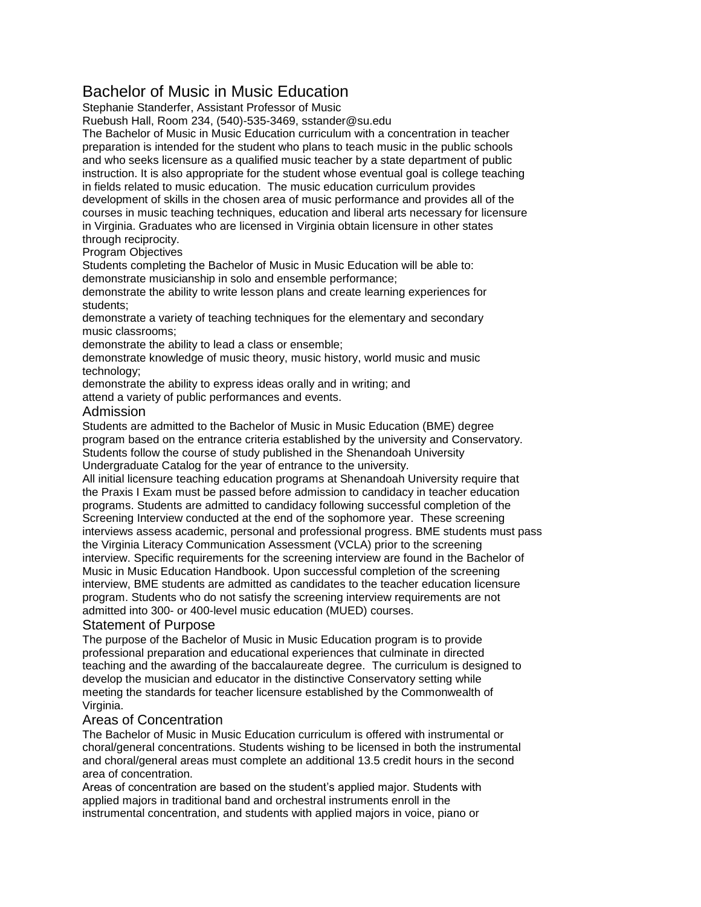# Bachelor of Music in Music Education

Stephanie Standerfer, Assistant Professor of Music
Ruebush Hall, Room 234, (540)-535-3469, sstander@su.edu

The Bachelor of Music in Music Education curriculum with a concentration in teacher preparation is intended for the student who plans to teach music in the public schools and who seeks licensure as a qualified music teacher by a state department of public instruction. It is also appropriate for the student whose eventual goal is college teaching in fields related to music education. The music education curriculum provides development of skills in the chosen area of music performance and provides all of the courses in music teaching techniques, education and liberal arts necessary for licensure in Virginia. Graduates who are licensed in Virginia obtain licensure in other states through reciprocity.

Program Objectives

Students completing the Bachelor of Music in Music Education will be able to:

- demonstrate musicianship in solo and ensemble performance;
- demonstrate the ability to write lesson plans and create learning experiences for students;
- demonstrate a variety of teaching techniques for the elementary and secondary music classrooms;
- demonstrate the ability to lead a class or ensemble;
- demonstrate knowledge of music theory, music history, world music and music technology;
- demonstrate the ability to express ideas orally and in writing; and
- attend a variety of public performances and events.

## Admission

Students are admitted to the Bachelor of Music in Music Education (BME) degree program based on the entrance criteria established by the university and Conservatory. Students follow the course of study published in the Shenandoah University Undergraduate Catalog for the year of entrance to the university.

All initial licensure teaching education programs at Shenandoah University require that the Praxis I Exam must be passed before admission to candidacy in teacher education programs. Students are admitted to candidacy following successful completion of the Screening Interview conducted at the end of the sophomore year. These screening interviews assess academic, personal and professional progress. BME students must pass the Virginia Literacy Communication Assessment (VCLA) prior to the screening interview. Specific requirements for the screening interview are found in the Bachelor of Music in Music Education Handbook. Upon successful completion of the screening interview, BME students are admitted as candidates to the teacher education licensure program. Students who do not satisfy the screening interview requirements are not admitted into 300- or 400-level music education (MUED) courses.

## Statement of Purpose

The purpose of the Bachelor of Music in Music Education program is to provide professional preparation and educational experiences that culminate in directed teaching and the awarding of the baccalaureate degree. The curriculum is designed to develop the musician and educator in the distinctive Conservatory setting while meeting the standards for teacher licensure established by the Commonwealth of Virginia.

## Areas of Concentration

The Bachelor of Music in Music Education curriculum is offered with instrumental or choral/general concentrations. Students wishing to be licensed in both the instrumental and choral/general areas must complete an additional 13.5 credit hours in the second area of concentration.

Areas of concentration are based on the student's applied major. Students with applied majors in traditional band and orchestral instruments enroll in the instrumental concentration, and students with applied majors in voice, piano or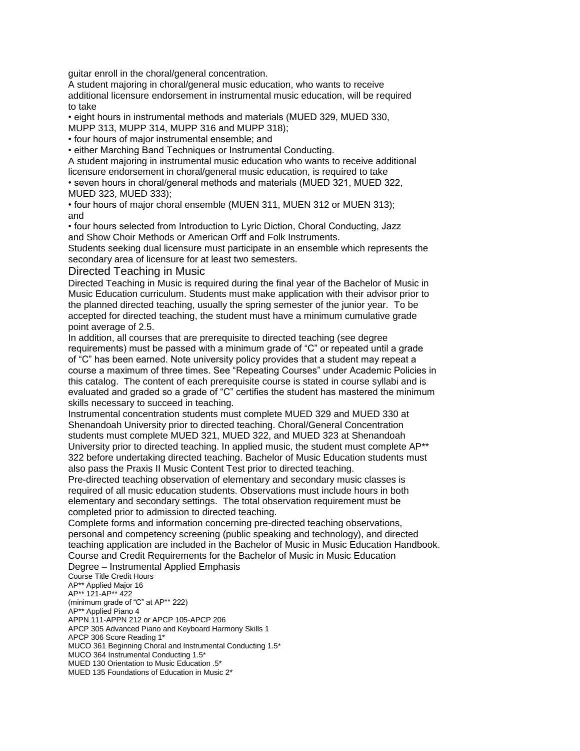guitar enroll in the choral/general concentration.

A student majoring in choral/general music education, who wants to receive additional licensure endorsement in instrumental music education, will be required to take

- eight hours in instrumental methods and materials (MUED 329, MUED 330, MUPP 313, MUPP 314, MUPP 316 and MUPP 318);
- four hours of major instrumental ensemble; and
- either Marching Band Techniques or Instrumental Conducting.

A student majoring in instrumental music education who wants to receive additional licensure endorsement in choral/general music education, is required to take

- seven hours in choral/general methods and materials (MUED 321, MUED 322, MUED 323, MUED 333);
- four hours of major choral ensemble (MUEN 311, MUEN 312 or MUEN 313); and
- four hours selected from Introduction to Lyric Diction, Choral Conducting, Jazz and Show Choir Methods or American Orff and Folk Instruments.

Students seeking dual licensure must participate in an ensemble which represents the secondary area of licensure for at least two semesters.

## Directed Teaching in Music

Directed Teaching in Music is required during the final year of the Bachelor of Music in Music Education curriculum. Students must make application with their advisor prior to the planned directed teaching, usually the spring semester of the junior year. To be accepted for directed teaching, the student must have a minimum cumulative grade point average of 2.5.

In addition, all courses that are prerequisite to directed teaching (see degree requirements) must be passed with a minimum grade of "C" or repeated until a grade of "C" has been earned. Note university policy provides that a student may repeat a course a maximum of three times. See "Repeating Courses" under Academic Policies in this catalog. The content of each prerequisite course is stated in course syllabi and is evaluated and graded so a grade of "C" certifies the student has mastered the minimum skills necessary to succeed in teaching.

Instrumental concentration students must complete MUED 329 and MUED 330 at Shenandoah University prior to directed teaching. Choral/General Concentration students must complete MUED 321, MUED 322, and MUED 323 at Shenandoah University prior to directed teaching. In applied music, the student must complete AP** 322 before undertaking directed teaching. Bachelor of Music Education students must also pass the Praxis II Music Content Test prior to directed teaching.

Pre-directed teaching observation of elementary and secondary music classes is required of all music education students. Observations must include hours in both elementary and secondary settings. The total observation requirement must be completed prior to admission to directed teaching.

Complete forms and information concerning pre-directed teaching observations, personal and competency screening (public speaking and technology), and directed teaching application are included in the Bachelor of Music in Music Education Handbook.

Course and Credit Requirements for the Bachelor of Music in Music Education Degree – Instrumental Applied Emphasis

| Course | Title | Credit Hours |
|---|---|---|
| AP** | Applied Major | 16 |
| AP** 121-AP** 422 | (minimum grade of "C" at AP** 222) | |
| AP** | Applied Piano | 4 |
| APPN 111-APPN 212 or APCP 105-APCP 206 | | |
| APCP 305 | Advanced Piano and Keyboard Harmony Skills | 1 |
| APCP 306 | Score Reading | 1* |
| MUCO 361 | Beginning Choral and Instrumental Conducting | 1.5* |
| MUCO 364 | Instrumental Conducting | 1.5* |
| MUED 130 | Orientation to Music Education | .5* |
| MUED 135 | Foundations of Education in Music | 2* |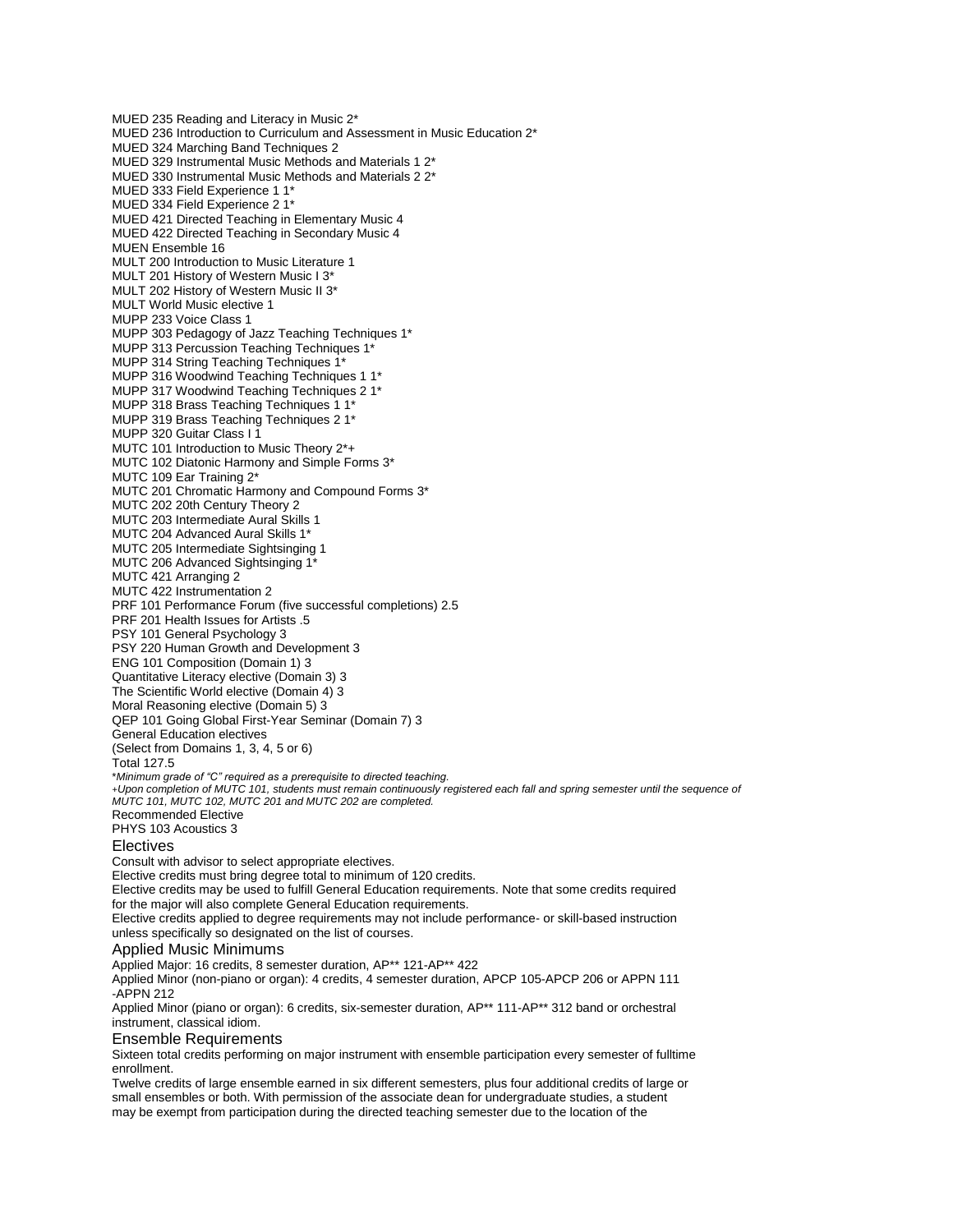MUED 235 Reading and Literacy in Music 2*
MUED 236 Introduction to Curriculum and Assessment in Music Education 2*
MUED 324 Marching Band Techniques 2
MUED 329 Instrumental Music Methods and Materials 1 2*
MUED 330 Instrumental Music Methods and Materials 2 2*
MUED 333 Field Experience 1 1*
MUED 334 Field Experience 2 1*
MUED 421 Directed Teaching in Elementary Music 4
MUED 422 Directed Teaching in Secondary Music 4
MUEN Ensemble 16
MULT 200 Introduction to Music Literature 1
MULT 201 History of Western Music I 3*
MULT 202 History of Western Music II 3*
MULT World Music elective 1
MUPP 233 Voice Class 1
MUPP 303 Pedagogy of Jazz Teaching Techniques 1*
MUPP 313 Percussion Teaching Techniques 1*
MUPP 314 String Teaching Techniques 1*
MUPP 316 Woodwind Teaching Techniques 1 1*
MUPP 317 Woodwind Teaching Techniques 2 1*
MUPP 318 Brass Teaching Techniques 1 1*
MUPP 319 Brass Teaching Techniques 2 1*
MUPP 320 Guitar Class I 1
MUTC 101 Introduction to Music Theory 2*+
MUTC 102 Diatonic Harmony and Simple Forms 3*
MUTC 109 Ear Training 2*
MUTC 201 Chromatic Harmony and Compound Forms 3*
MUTC 202 20th Century Theory 2
MUTC 203 Intermediate Aural Skills 1
MUTC 204 Advanced Aural Skills 1*
MUTC 205 Intermediate Sightsinging 1
MUTC 206 Advanced Sightsinging 1*
MUTC 421 Arranging 2
MUTC 422 Instrumentation 2
PRF 101 Performance Forum (five successful completions) 2.5
PRF 201 Health Issues for Artists .5
PSY 101 General Psychology 3
PSY 220 Human Growth and Development 3
ENG 101 Composition (Domain 1) 3
Quantitative Literacy elective (Domain 3) 3
The Scientific World elective (Domain 4) 3
Moral Reasoning elective (Domain 5) 3
QEP 101 Going Global First-Year Seminar (Domain 7) 3
General Education electives
(Select from Domains 1, 3, 4, 5 or 6)
Total 127.5

*\*Minimum grade of "C" required as a prerequisite to directed teaching.*
*+Upon completion of MUTC 101, students must remain continuously registered each fall and spring semester until the sequence of MUTC 101, MUTC 102, MUTC 201 and MUTC 202 are completed.*

Recommended Elective
PHYS 103 Acoustics 3

## Electives

Consult with advisor to select appropriate electives.
Elective credits must bring degree total to minimum of 120 credits.
Elective credits may be used to fulfill General Education requirements. Note that some credits required for the major will also complete General Education requirements.
Elective credits applied to degree requirements may not include performance- or skill-based instruction unless specifically so designated on the list of courses.

## Applied Music Minimums

Applied Major: 16 credits, 8 semester duration, AP** 121-AP** 422
Applied Minor (non-piano or organ): 4 credits, 4 semester duration, APCP 105-APCP 206 or APPN 111 -APPN 212
Applied Minor (piano or organ): 6 credits, six-semester duration, AP** 111-AP** 312 band or orchestral instrument, classical idiom.

## Ensemble Requirements

Sixteen total credits performing on major instrument with ensemble participation every semester of fulltime enrollment.
Twelve credits of large ensemble earned in six different semesters, plus four additional credits of large or small ensembles or both. With permission of the associate dean for undergraduate studies, a student may be exempt from participation during the directed teaching semester due to the location of the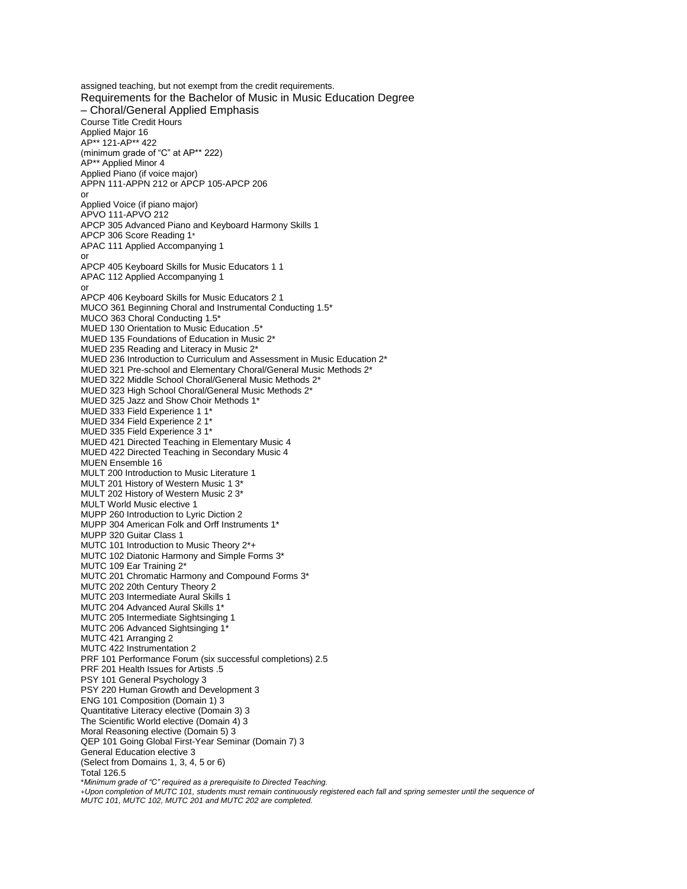assigned teaching, but not exempt from the credit requirements.

## Requirements for the Bachelor of Music in Music Education Degree – Choral/General Applied Emphasis

| Course | Title | Credit Hours |
|---|---|---|
| | Applied Major | 16 |
| AP** 121-AP** 422 (minimum grade of "C" at AP** 222) | | |
| AP** | Applied Minor | 4 |
| | Applied Piano (if voice major) | |
| APPN 111-APPN 212 or APCP 105-APCP 206 | | |
| or | | |
| | Applied Voice (if piano major) | |
| APVO 111-APVO 212 | | |
| APCP 305 | Advanced Piano and Keyboard Harmony Skills | 1 |
| APCP 306 | Score Reading | 1* |
| APAC 111 | Applied Accompanying | 1 |
| or | | |
| APCP 405 | Keyboard Skills for Music Educators 1 | 1 |
| APAC 112 | Applied Accompanying | 1 |
| or | | |
| APCP 406 | Keyboard Skills for Music Educators 2 | 1 |
| MUCO 361 | Beginning Choral and Instrumental Conducting | 1.5* |
| MUCO 363 | Choral Conducting | 1.5* |
| MUED 130 | Orientation to Music Education | .5* |
| MUED 135 | Foundations of Education in Music | 2* |
| MUED 235 | Reading and Literacy in Music | 2* |
| MUED 236 | Introduction to Curriculum and Assessment in Music Education | 2* |
| MUED 321 | Pre-school and Elementary Choral/General Music Methods | 2* |
| MUED 322 | Middle School Choral/General Music Methods | 2* |
| MUED 323 | High School Choral/General Music Methods | 2* |
| MUED 325 | Jazz and Show Choir Methods | 1* |
| MUED 333 | Field Experience 1 | 1* |
| MUED 334 | Field Experience 2 | 1* |
| MUED 335 | Field Experience 3 | 1* |
| MUED 421 | Directed Teaching in Elementary Music | 4 |
| MUED 422 | Directed Teaching in Secondary Music | 4 |
| MUEN | Ensemble | 16 |
| MULT 200 | Introduction to Music Literature | 1 |
| MULT 201 | History of Western Music 1 | 3* |
| MULT 202 | History of Western Music 2 | 3* |
| MULT | World Music elective | 1 |
| MUPP 260 | Introduction to Lyric Diction | 2 |
| MUPP 304 | American Folk and Orff Instruments | 1* |
| MUPP 320 | Guitar Class | 1 |
| MUTC 101 | Introduction to Music Theory | 2*+ |
| MUTC 102 | Diatonic Harmony and Simple Forms | 3* |
| MUTC 109 | Ear Training | 2* |
| MUTC 201 | Chromatic Harmony and Compound Forms | 3* |
| MUTC 202 | 20th Century Theory | 2 |
| MUTC 203 | Intermediate Aural Skills | 1 |
| MUTC 204 | Advanced Aural Skills | 1* |
| MUTC 205 | Intermediate Sightsinging | 1 |
| MUTC 206 | Advanced Sightsinging | 1* |
| MUTC 421 | Arranging | 2 |
| MUTC 422 | Instrumentation | 2 |
| PRF 101 | Performance Forum (six successful completions) | 2.5 |
| PRF 201 | Health Issues for Artists | .5 |
| PSY 101 | General Psychology | 3 |
| PSY 220 | Human Growth and Development | 3 |
| ENG 101 | Composition (Domain 1) | 3 |
| | Quantitative Literacy elective (Domain 3) | 3 |
| | The Scientific World elective (Domain 4) | 3 |
| | Moral Reasoning elective (Domain 5) | 3 |
| QEP 101 | Going Global First-Year Seminar (Domain 7) | 3 |
| | General Education elective (Select from Domains 1, 3, 4, 5 or 6) | 3 |
| Total | | 126.5 |

*\*Minimum grade of "C" required as a prerequisite to Directed Teaching.*

*+Upon completion of MUTC 101, students must remain continuously registered each fall and spring semester until the sequence of MUTC 101, MUTC 102, MUTC 201 and MUTC 202 are completed.*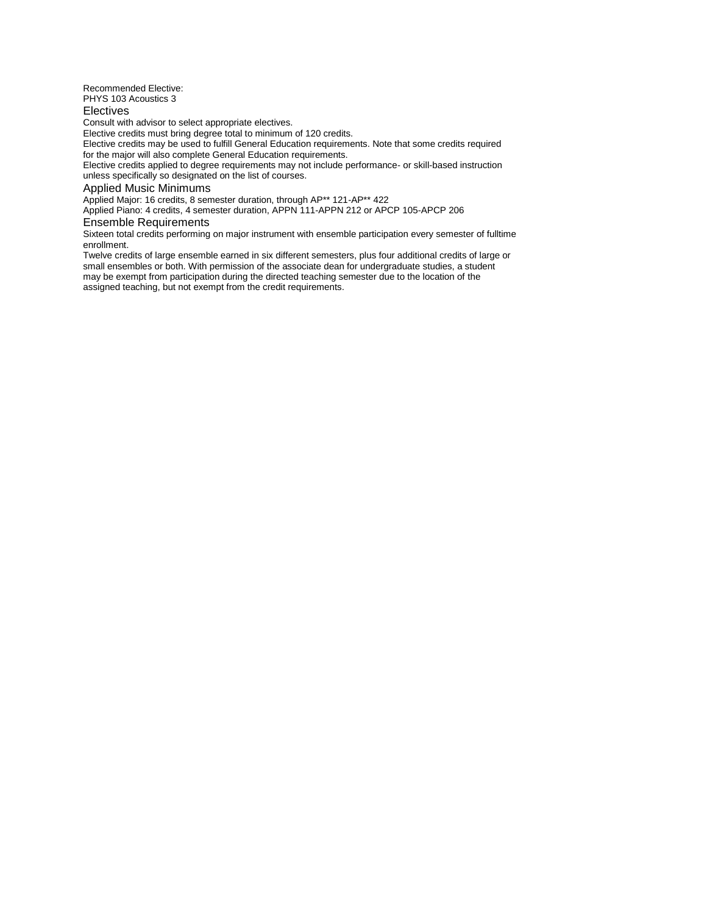Recommended Elective:
PHYS 103 Acoustics 3

## Electives

Consult with advisor to select appropriate electives.

Elective credits must bring degree total to minimum of 120 credits.

Elective credits may be used to fulfill General Education requirements. Note that some credits required for the major will also complete General Education requirements.

Elective credits applied to degree requirements may not include performance- or skill-based instruction unless specifically so designated on the list of courses.

## Applied Music Minimums

Applied Major: 16 credits, 8 semester duration, through AP** 121-AP** 422

Applied Piano: 4 credits, 4 semester duration, APPN 111-APPN 212 or APCP 105-APCP 206

## Ensemble Requirements

Sixteen total credits performing on major instrument with ensemble participation every semester of fulltime enrollment.

Twelve credits of large ensemble earned in six different semesters, plus four additional credits of large or small ensembles or both. With permission of the associate dean for undergraduate studies, a student may be exempt from participation during the directed teaching semester due to the location of the assigned teaching, but not exempt from the credit requirements.